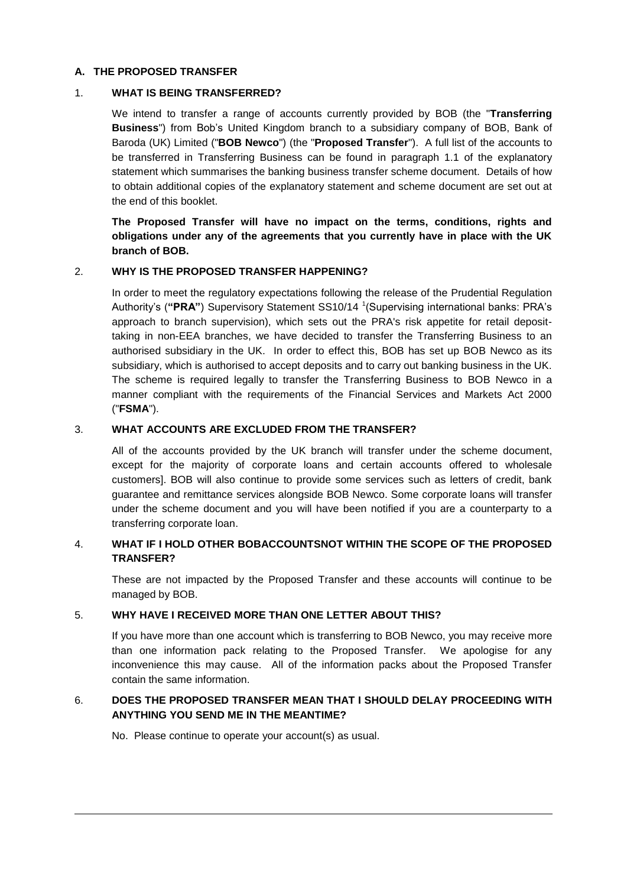## A. THE PROPOSED TRANSFER

### 1. WHAT IS BEING TRANSFERRED?

We intend to transfer a range of accounts currently provided by BOB (the "**Transferring Business**") from Bob's United Kingdom branch to a subsidiary company of BOB, Bank of Baroda (UK) Limited ("**BOB Newco**") (the "**Proposed Transfer**"). A full list of the accounts to be transferred in Transferring Business can be found in paragraph 1.1 of the explanatory statement which summarises the banking business transfer scheme document. Details of how to obtain additional copies of the explanatory statement and scheme document are set out at the end of this booklet.

**The Proposed Transfer will have no impact on the terms, conditions, rights and obligations under any of the agreements that you currently have in place with the UK branch of BOB.**

### 2. WHY IS THE PROPOSED TRANSFER HAPPENING?

In order to meet the regulatory expectations following the release of the Prudential Regulation Authority's (**"PRA"**) Supervisory Statement SS10/14 [1](Supervising international banks: PRA's approach to branch supervision), which sets out the PRA's risk appetite for retail deposit-taking in non-EEA branches, we have decided to transfer the Transferring Business to an authorised subsidiary in the UK. In order to effect this, BOB has set up BOB Newco as its subsidiary, which is authorised to accept deposits and to carry out banking business in the UK. The scheme is required legally to transfer the Transferring Business to BOB Newco in a manner compliant with the requirements of the Financial Services and Markets Act 2000 ("**FSMA**").

### 3. WHAT ACCOUNTS ARE EXCLUDED FROM THE TRANSFER?

All of the accounts provided by the UK branch will transfer under the scheme document, except for the majority of corporate loans and certain accounts offered to wholesale customers]. BOB will also continue to provide some services such as letters of credit, bank guarantee and remittance services alongside BOB Newco. Some corporate loans will transfer under the scheme document and you will have been notified if you are a counterparty to a transferring corporate loan.

### 4. WHAT IF I HOLD OTHER BOBACCOUNTSNOT WITHIN THE SCOPE OF THE PROPOSED TRANSFER?

These are not impacted by the Proposed Transfer and these accounts will continue to be managed by BOB.

### 5. WHY HAVE I RECEIVED MORE THAN ONE LETTER ABOUT THIS?

If you have more than one account which is transferring to BOB Newco, you may receive more than one information pack relating to the Proposed Transfer. We apologise for any inconvenience this may cause. All of the information packs about the Proposed Transfer contain the same information.

### 6. DOES THE PROPOSED TRANSFER MEAN THAT I SHOULD DELAY PROCEEDING WITH ANYTHING YOU SEND ME IN THE MEANTIME?

No. Please continue to operate your account(s) as usual.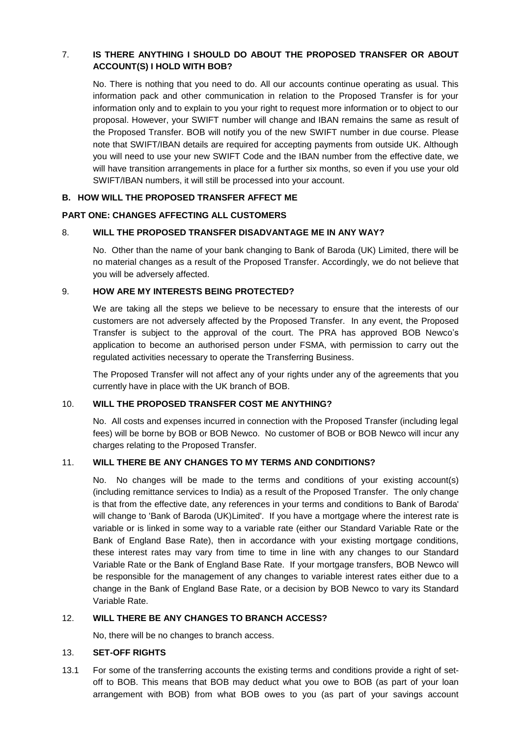## 7. IS THERE ANYTHING I SHOULD DO ABOUT THE PROPOSED TRANSFER OR ABOUT ACCOUNT(S) I HOLD WITH BOB?

No. There is nothing that you need to do. All our accounts continue operating as usual. This information pack and other communication in relation to the Proposed Transfer is for your information only and to explain to you your right to request more information or to object to our proposal. However, your SWIFT number will change and IBAN remains the same as result of the Proposed Transfer. BOB will notify you of the new SWIFT number in due course. Please note that SWIFT/IBAN details are required for accepting payments from outside UK. Although you will need to use your new SWIFT Code and the IBAN number from the effective date, we will have transition arrangements in place for a further six months, so even if you use your old SWIFT/IBAN numbers, it will still be processed into your account.

## B. HOW WILL THE PROPOSED TRANSFER AFFECT ME

### PART ONE: CHANGES AFFECTING ALL CUSTOMERS

## 8. WILL THE PROPOSED TRANSFER DISADVANTAGE ME IN ANY WAY?

No. Other than the name of your bank changing to Bank of Baroda (UK) Limited, there will be no material changes as a result of the Proposed Transfer. Accordingly, we do not believe that you will be adversely affected.

## 9. HOW ARE MY INTERESTS BEING PROTECTED?

We are taking all the steps we believe to be necessary to ensure that the interests of our customers are not adversely affected by the Proposed Transfer. In any event, the Proposed Transfer is subject to the approval of the court. The PRA has approved BOB Newco's application to become an authorised person under FSMA, with permission to carry out the regulated activities necessary to operate the Transferring Business.

The Proposed Transfer will not affect any of your rights under any of the agreements that you currently have in place with the UK branch of BOB.

## 10. WILL THE PROPOSED TRANSFER COST ME ANYTHING?

No. All costs and expenses incurred in connection with the Proposed Transfer (including legal fees) will be borne by BOB or BOB Newco. No customer of BOB or BOB Newco will incur any charges relating to the Proposed Transfer.

## 11. WILL THERE BE ANY CHANGES TO MY TERMS AND CONDITIONS?

No. No changes will be made to the terms and conditions of your existing account(s) (including remittance services to India) as a result of the Proposed Transfer. The only change is that from the effective date, any references in your terms and conditions to Bank of Baroda' will change to 'Bank of Baroda (UK)Limited'. If you have a mortgage where the interest rate is variable or is linked in some way to a variable rate (either our Standard Variable Rate or the Bank of England Base Rate), then in accordance with your existing mortgage conditions, these interest rates may vary from time to time in line with any changes to our Standard Variable Rate or the Bank of England Base Rate. If your mortgage transfers, BOB Newco will be responsible for the management of any changes to variable interest rates either due to a change in the Bank of England Base Rate, or a decision by BOB Newco to vary its Standard Variable Rate.

## 12. WILL THERE BE ANY CHANGES TO BRANCH ACCESS?

No, there will be no changes to branch access.

## 13. SET-OFF RIGHTS

13.1 For some of the transferring accounts the existing terms and conditions provide a right of set-off to BOB. This means that BOB may deduct what you owe to BOB (as part of your loan arrangement with BOB) from what BOB owes to you (as part of your savings account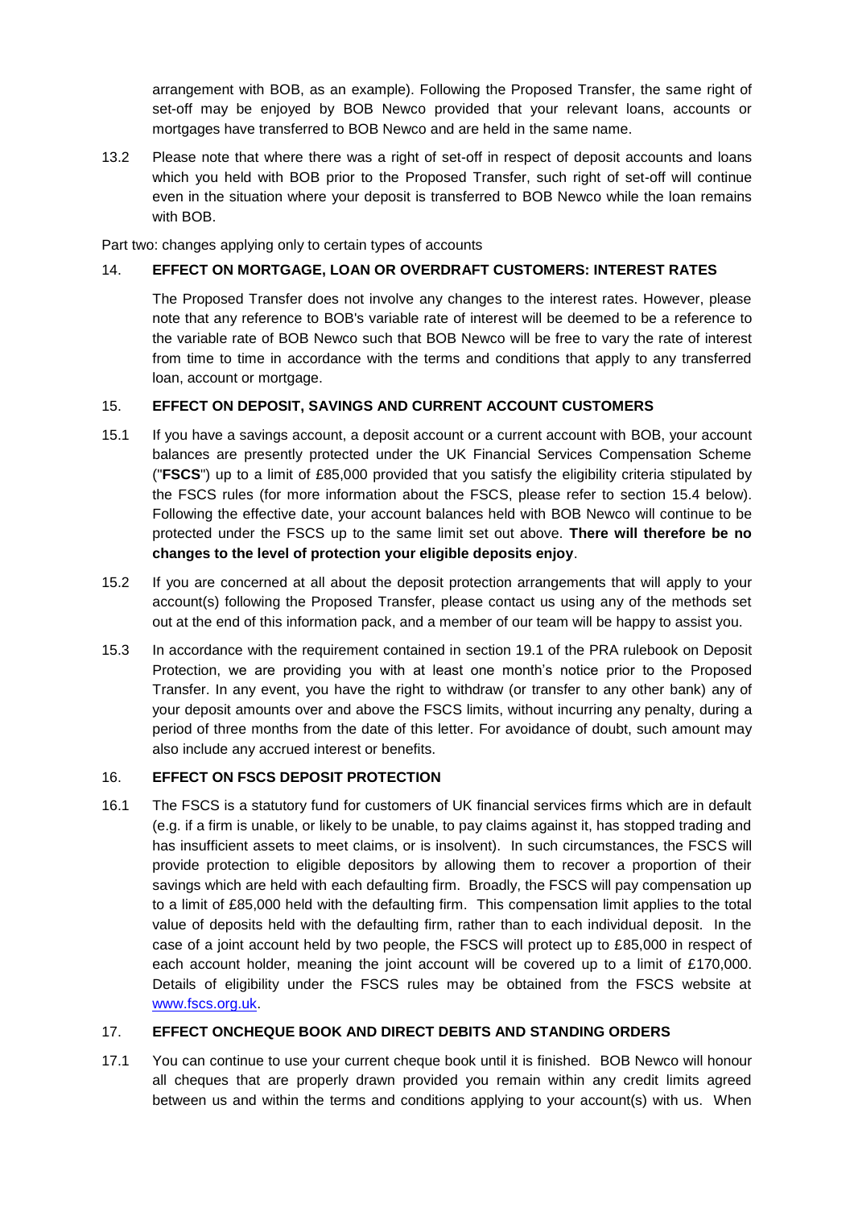arrangement with BOB, as an example). Following the Proposed Transfer, the same right of set-off may be enjoyed by BOB Newco provided that your relevant loans, accounts or mortgages have transferred to BOB Newco and are held in the same name.

13.2 Please note that where there was a right of set-off in respect of deposit accounts and loans which you held with BOB prior to the Proposed Transfer, such right of set-off will continue even in the situation where your deposit is transferred to BOB Newco while the loan remains with BOB.

Part two: changes applying only to certain types of accounts

## 14. EFFECT ON MORTGAGE, LOAN OR OVERDRAFT CUSTOMERS: INTEREST RATES

The Proposed Transfer does not involve any changes to the interest rates. However, please note that any reference to BOB's variable rate of interest will be deemed to be a reference to the variable rate of BOB Newco such that BOB Newco will be free to vary the rate of interest from time to time in accordance with the terms and conditions that apply to any transferred loan, account or mortgage.

## 15. EFFECT ON DEPOSIT, SAVINGS AND CURRENT ACCOUNT CUSTOMERS

15.1 If you have a savings account, a deposit account or a current account with BOB, your account balances are presently protected under the UK Financial Services Compensation Scheme ("**FSCS**") up to a limit of £85,000 provided that you satisfy the eligibility criteria stipulated by the FSCS rules (for more information about the FSCS, please refer to section 15.4 below). Following the effective date, your account balances held with BOB Newco will continue to be protected under the FSCS up to the same limit set out above. **There will therefore be no changes to the level of protection your eligible deposits enjoy**.

15.2 If you are concerned at all about the deposit protection arrangements that will apply to your account(s) following the Proposed Transfer, please contact us using any of the methods set out at the end of this information pack, and a member of our team will be happy to assist you.

15.3 In accordance with the requirement contained in section 19.1 of the PRA rulebook on Deposit Protection, we are providing you with at least one month's notice prior to the Proposed Transfer. In any event, you have the right to withdraw (or transfer to any other bank) any of your deposit amounts over and above the FSCS limits, without incurring any penalty, during a period of three months from the date of this letter. For avoidance of doubt, such amount may also include any accrued interest or benefits.

## 16. EFFECT ON FSCS DEPOSIT PROTECTION

16.1 The FSCS is a statutory fund for customers of UK financial services firms which are in default (e.g. if a firm is unable, or likely to be unable, to pay claims against it, has stopped trading and has insufficient assets to meet claims, or is insolvent). In such circumstances, the FSCS will provide protection to eligible depositors by allowing them to recover a proportion of their savings which are held with each defaulting firm. Broadly, the FSCS will pay compensation up to a limit of £85,000 held with the defaulting firm. This compensation limit applies to the total value of deposits held with the defaulting firm, rather than to each individual deposit. In the case of a joint account held by two people, the FSCS will protect up to £85,000 in respect of each account holder, meaning the joint account will be covered up to a limit of £170,000. Details of eligibility under the FSCS rules may be obtained from the FSCS website at www.fscs.org.uk.

## 17. EFFECT ONCHEQUE BOOK AND DIRECT DEBITS AND STANDING ORDERS

17.1 You can continue to use your current cheque book until it is finished. BOB Newco will honour all cheques that are properly drawn provided you remain within any credit limits agreed between us and within the terms and conditions applying to your account(s) with us. When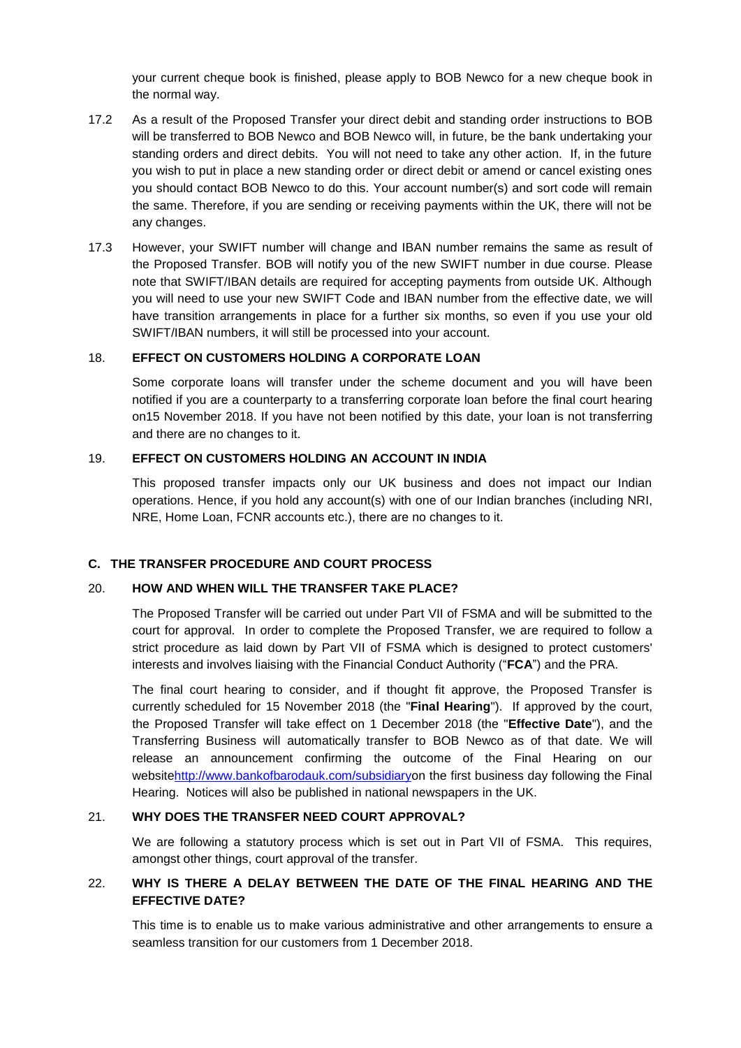your current cheque book is finished, please apply to BOB Newco for a new cheque book in the normal way.

17.2 As a result of the Proposed Transfer your direct debit and standing order instructions to BOB will be transferred to BOB Newco and BOB Newco will, in future, be the bank undertaking your standing orders and direct debits. You will not need to take any other action. If, in the future you wish to put in place a new standing order or direct debit or amend or cancel existing ones you should contact BOB Newco to do this. Your account number(s) and sort code will remain the same. Therefore, if you are sending or receiving payments within the UK, there will not be any changes.

17.3 However, your SWIFT number will change and IBAN number remains the same as result of the Proposed Transfer. BOB will notify you of the new SWIFT number in due course. Please note that SWIFT/IBAN details are required for accepting payments from outside UK. Although you will need to use your new SWIFT Code and IBAN number from the effective date, we will have transition arrangements in place for a further six months, so even if you use your old SWIFT/IBAN numbers, it will still be processed into your account.

## 18. EFFECT ON CUSTOMERS HOLDING A CORPORATE LOAN

Some corporate loans will transfer under the scheme document and you will have been notified if you are a counterparty to a transferring corporate loan before the final court hearing on15 November 2018. If you have not been notified by this date, your loan is not transferring and there are no changes to it.

## 19. EFFECT ON CUSTOMERS HOLDING AN ACCOUNT IN INDIA

This proposed transfer impacts only our UK business and does not impact our Indian operations. Hence, if you hold any account(s) with one of our Indian branches (including NRI, NRE, Home Loan, FCNR accounts etc.), there are no changes to it.

# C. THE TRANSFER PROCEDURE AND COURT PROCESS

## 20. HOW AND WHEN WILL THE TRANSFER TAKE PLACE?

The Proposed Transfer will be carried out under Part VII of FSMA and will be submitted to the court for approval. In order to complete the Proposed Transfer, we are required to follow a strict procedure as laid down by Part VII of FSMA which is designed to protect customers' interests and involves liaising with the Financial Conduct Authority ("**FCA**") and the PRA.

The final court hearing to consider, and if thought fit approve, the Proposed Transfer is currently scheduled for 15 November 2018 (the "**Final Hearing**"). If approved by the court, the Proposed Transfer will take effect on 1 December 2018 (the "**Effective Date**"), and the Transferring Business will automatically transfer to BOB Newco as of that date. We will release an announcement confirming the outcome of the Final Hearing on our websitehttp://www.bankofbarodauk.com/subsidiaryon the first business day following the Final Hearing. Notices will also be published in national newspapers in the UK.

## 21. WHY DOES THE TRANSFER NEED COURT APPROVAL?

We are following a statutory process which is set out in Part VII of FSMA. This requires, amongst other things, court approval of the transfer.

## 22. WHY IS THERE A DELAY BETWEEN THE DATE OF THE FINAL HEARING AND THE EFFECTIVE DATE?

This time is to enable us to make various administrative and other arrangements to ensure a seamless transition for our customers from 1 December 2018.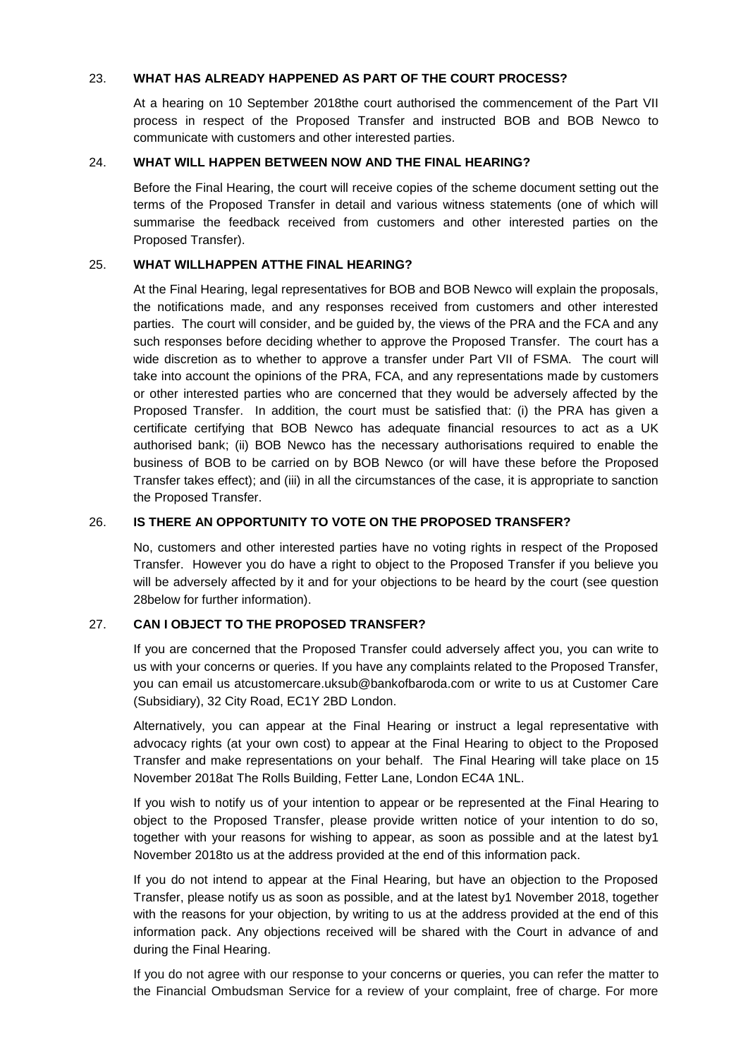## 23. WHAT HAS ALREADY HAPPENED AS PART OF THE COURT PROCESS?

At a hearing on 10 September 2018the court authorised the commencement of the Part VII process in respect of the Proposed Transfer and instructed BOB and BOB Newco to communicate with customers and other interested parties.

## 24. WHAT WILL HAPPEN BETWEEN NOW AND THE FINAL HEARING?

Before the Final Hearing, the court will receive copies of the scheme document setting out the terms of the Proposed Transfer in detail and various witness statements (one of which will summarise the feedback received from customers and other interested parties on the Proposed Transfer).

## 25. WHAT WILLHAPPEN ATTHE FINAL HEARING?

At the Final Hearing, legal representatives for BOB and BOB Newco will explain the proposals, the notifications made, and any responses received from customers and other interested parties. The court will consider, and be guided by, the views of the PRA and the FCA and any such responses before deciding whether to approve the Proposed Transfer. The court has a wide discretion as to whether to approve a transfer under Part VII of FSMA. The court will take into account the opinions of the PRA, FCA, and any representations made by customers or other interested parties who are concerned that they would be adversely affected by the Proposed Transfer. In addition, the court must be satisfied that: (i) the PRA has given a certificate certifying that BOB Newco has adequate financial resources to act as a UK authorised bank; (ii) BOB Newco has the necessary authorisations required to enable the business of BOB to be carried on by BOB Newco (or will have these before the Proposed Transfer takes effect); and (iii) in all the circumstances of the case, it is appropriate to sanction the Proposed Transfer.

## 26. IS THERE AN OPPORTUNITY TO VOTE ON THE PROPOSED TRANSFER?

No, customers and other interested parties have no voting rights in respect of the Proposed Transfer. However you do have a right to object to the Proposed Transfer if you believe you will be adversely affected by it and for your objections to be heard by the court (see question 28below for further information).

## 27. CAN I OBJECT TO THE PROPOSED TRANSFER?

If you are concerned that the Proposed Transfer could adversely affect you, you can write to us with your concerns or queries. If you have any complaints related to the Proposed Transfer, you can email us atcustomercare.uksub@bankofbaroda.com or write to us at Customer Care (Subsidiary), 32 City Road, EC1Y 2BD London.

Alternatively, you can appear at the Final Hearing or instruct a legal representative with advocacy rights (at your own cost) to appear at the Final Hearing to object to the Proposed Transfer and make representations on your behalf. The Final Hearing will take place on 15 November 2018at The Rolls Building, Fetter Lane, London EC4A 1NL.

If you wish to notify us of your intention to appear or be represented at the Final Hearing to object to the Proposed Transfer, please provide written notice of your intention to do so, together with your reasons for wishing to appear, as soon as possible and at the latest by1 November 2018to us at the address provided at the end of this information pack.

If you do not intend to appear at the Final Hearing, but have an objection to the Proposed Transfer, please notify us as soon as possible, and at the latest by1 November 2018, together with the reasons for your objection, by writing to us at the address provided at the end of this information pack. Any objections received will be shared with the Court in advance of and during the Final Hearing.

If you do not agree with our response to your concerns or queries, you can refer the matter to the Financial Ombudsman Service for a review of your complaint, free of charge. For more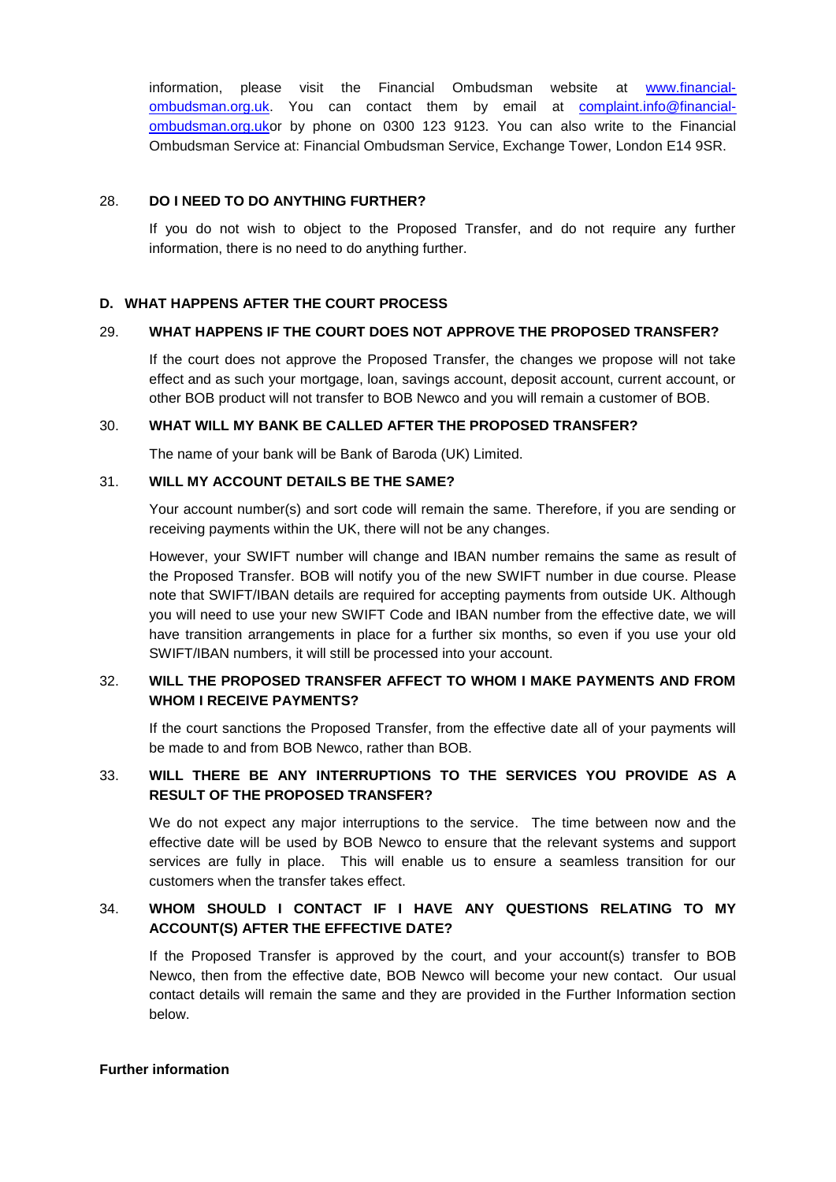information, please visit the Financial Ombudsman website at [www.financial-ombudsman.org.uk](http://www.financial-ombudsman.org.uk). You can contact them by email at [complaint.info@financial-ombudsman.org.uk](mailto:complaint.info@financial-ombudsman.org.uk)or by phone on 0300 123 9123. You can also write to the Financial Ombudsman Service at: Financial Ombudsman Service, Exchange Tower, London E14 9SR.

### 28. DO I NEED TO DO ANYTHING FURTHER?

If you do not wish to object to the Proposed Transfer, and do not require any further information, there is no need to do anything further.

## D. WHAT HAPPENS AFTER THE COURT PROCESS

### 29. WHAT HAPPENS IF THE COURT DOES NOT APPROVE THE PROPOSED TRANSFER?

If the court does not approve the Proposed Transfer, the changes we propose will not take effect and as such your mortgage, loan, savings account, deposit account, current account, or other BOB product will not transfer to BOB Newco and you will remain a customer of BOB.

### 30. WHAT WILL MY BANK BE CALLED AFTER THE PROPOSED TRANSFER?

The name of your bank will be Bank of Baroda (UK) Limited.

### 31. WILL MY ACCOUNT DETAILS BE THE SAME?

Your account number(s) and sort code will remain the same. Therefore, if you are sending or receiving payments within the UK, there will not be any changes.

However, your SWIFT number will change and IBAN number remains the same as result of the Proposed Transfer. BOB will notify you of the new SWIFT number in due course. Please note that SWIFT/IBAN details are required for accepting payments from outside UK. Although you will need to use your new SWIFT Code and IBAN number from the effective date, we will have transition arrangements in place for a further six months, so even if you use your old SWIFT/IBAN numbers, it will still be processed into your account.

### 32. WILL THE PROPOSED TRANSFER AFFECT TO WHOM I MAKE PAYMENTS AND FROM WHOM I RECEIVE PAYMENTS?

If the court sanctions the Proposed Transfer, from the effective date all of your payments will be made to and from BOB Newco, rather than BOB.

### 33. WILL THERE BE ANY INTERRUPTIONS TO THE SERVICES YOU PROVIDE AS A RESULT OF THE PROPOSED TRANSFER?

We do not expect any major interruptions to the service. The time between now and the effective date will be used by BOB Newco to ensure that the relevant systems and support services are fully in place. This will enable us to ensure a seamless transition for our customers when the transfer takes effect.

### 34. WHOM SHOULD I CONTACT IF I HAVE ANY QUESTIONS RELATING TO MY ACCOUNT(S) AFTER THE EFFECTIVE DATE?

If the Proposed Transfer is approved by the court, and your account(s) transfer to BOB Newco, then from the effective date, BOB Newco will become your new contact. Our usual contact details will remain the same and they are provided in the Further Information section below.

**Further information**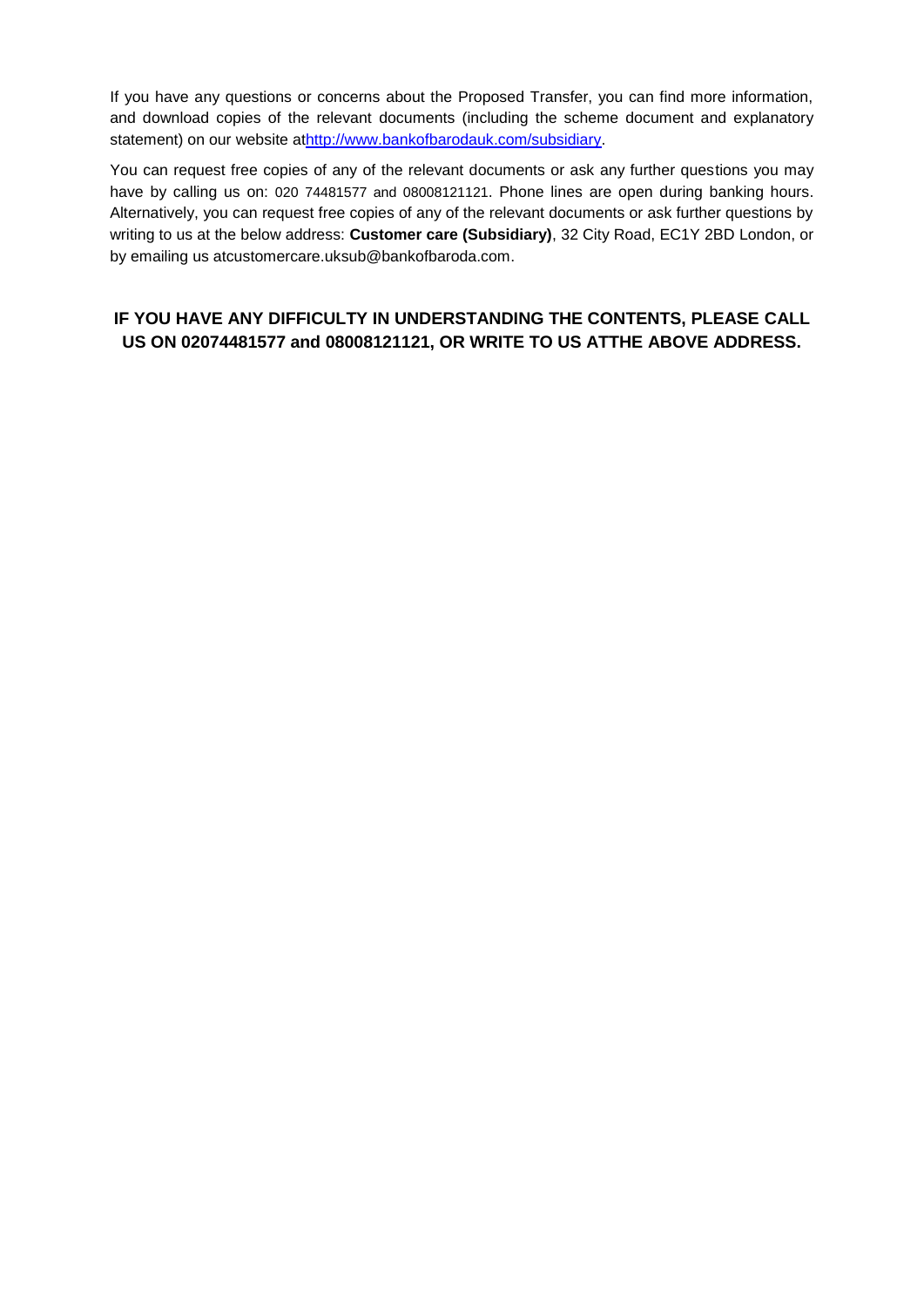If you have any questions or concerns about the Proposed Transfer, you can find more information, and download copies of the relevant documents (including the scheme document and explanatory statement) on our website at[http://www.bankofbarodauk.com/subsidiary](http://www.bankofbarodauk.com/subsidiary).

You can request free copies of any of the relevant documents or ask any further questions you may have by calling us on: 020 74481577 and 08008121121. Phone lines are open during banking hours. Alternatively, you can request free copies of any of the relevant documents or ask further questions by writing to us at the below address: **Customer care (Subsidiary)**, 32 City Road, EC1Y 2BD London, or by emailing us atcustomercare.uksub@bankofbaroda.com.

**IF YOU HAVE ANY DIFFICULTY IN UNDERSTANDING THE CONTENTS, PLEASE CALL US ON 02074481577 and 08008121121, OR WRITE TO US ATTHE ABOVE ADDRESS.**